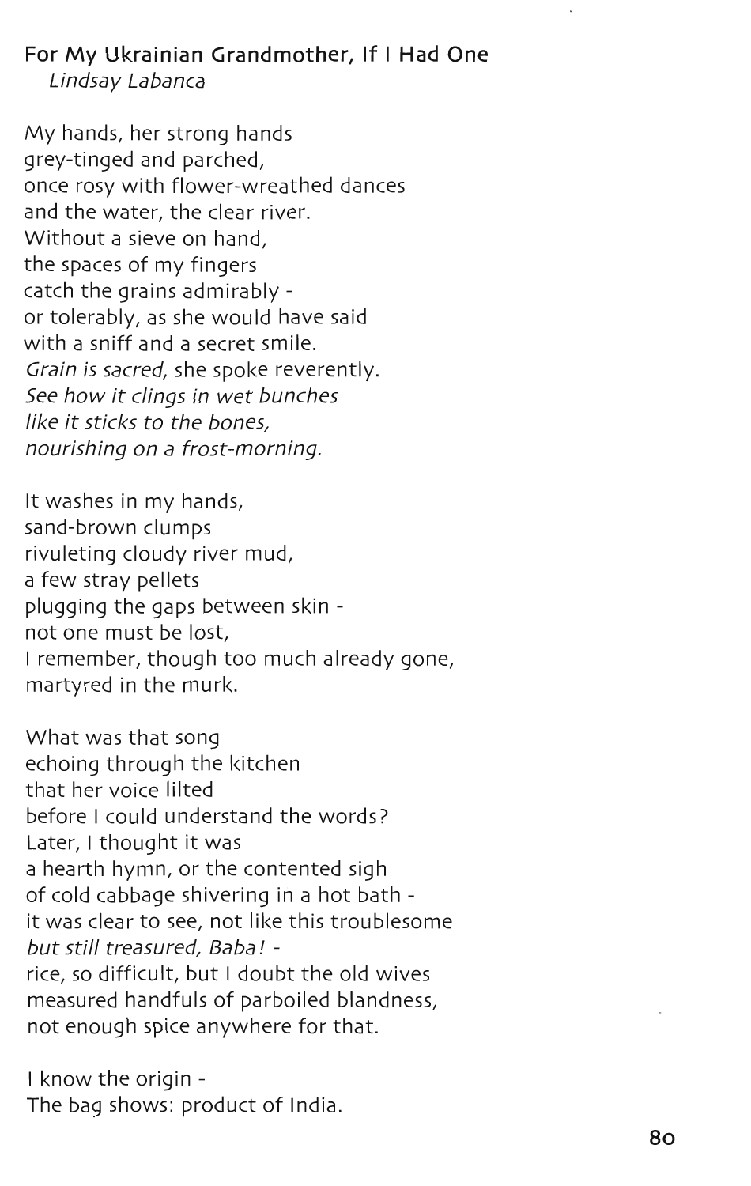## For My Ukrainian Grandmother, If I Had One

*Lindsay Labanca*

My hands, her strong hands  
grey-tinged and parched,  
once rosy with flower-wreathed dances  
and the water, the clear river.  
Without a sieve on hand,  
the spaces of my fingers  
catch the grains admirably -  
or tolerably, as she would have said  
with a sniff and a secret smile.  
*Grain is sacred*, she spoke reverently.  
*See how it clings in wet bunches*  
*like it sticks to the bones,*  
*nourishing on a frost-morning.*

It washes in my hands,  
sand-brown clumps  
rivuleting cloudy river mud,  
a few stray pellets  
plugging the gaps between skin -  
not one must be lost,  
I remember, though too much already gone,  
martyred in the murk.

What was that song  
echoing through the kitchen  
that her voice lilted  
before I could understand the words?  
Later, I thought it was  
a hearth hymn, or the contented sigh  
of cold cabbage shivering in a hot bath -  
it was clear to see, not like this troublesome  
*but still treasured, Baba!* -  
rice, so difficult, but I doubt the old wives  
measured handfuls of parboiled blandness,  
not enough spice anywhere for that.

I know the origin -  
The bag shows: product of India.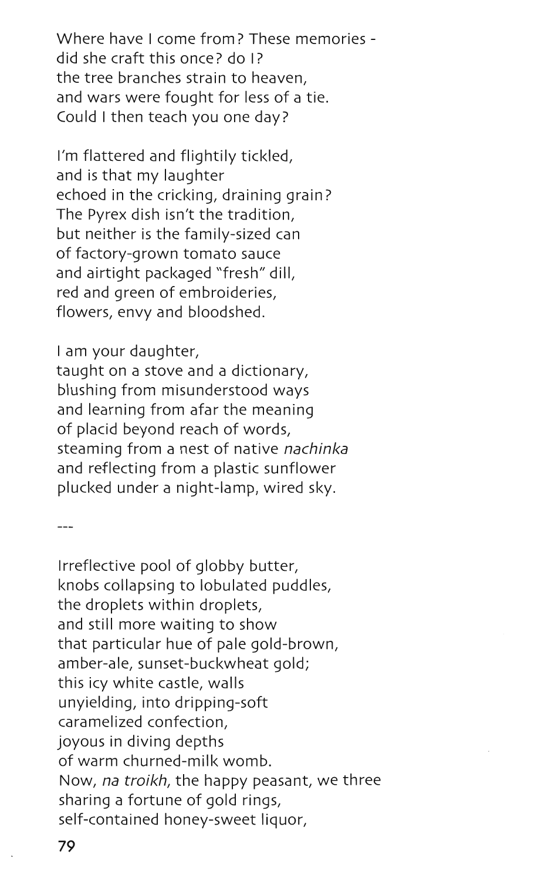Where have I come from? These memories -  
did she craft this once? do I?  
the tree branches strain to heaven,  
and wars were fought for less of a tie.  
Could I then teach you one day?

I'm flattered and flightily tickled,  
and is that my laughter  
echoed in the cricking, draining grain?  
The Pyrex dish isn't the tradition,  
but neither is the family-sized can  
of factory-grown tomato sauce  
and airtight packaged "fresh" dill,  
red and green of embroideries,  
flowers, envy and bloodshed.

I am your daughter,  
taught on a stove and a dictionary,  
blushing from misunderstood ways  
and learning from afar the meaning  
of placid beyond reach of words,  
steaming from a nest of native *nachinka*  
and reflecting from a plastic sunflower  
plucked under a night-lamp, wired sky.

---

Irreflective pool of globby butter,  
knobs collapsing to lobulated puddles,  
the droplets within droplets,  
and still more waiting to show  
that particular hue of pale gold-brown,  
amber-ale, sunset-buckwheat gold;  
this icy white castle, walls  
unyielding, into dripping-soft  
caramelized confection,  
joyous in diving depths  
of warm churned-milk womb.  
Now, *na troikh*, the happy peasant, we three  
sharing a fortune of gold rings,  
self-contained honey-sweet liquor,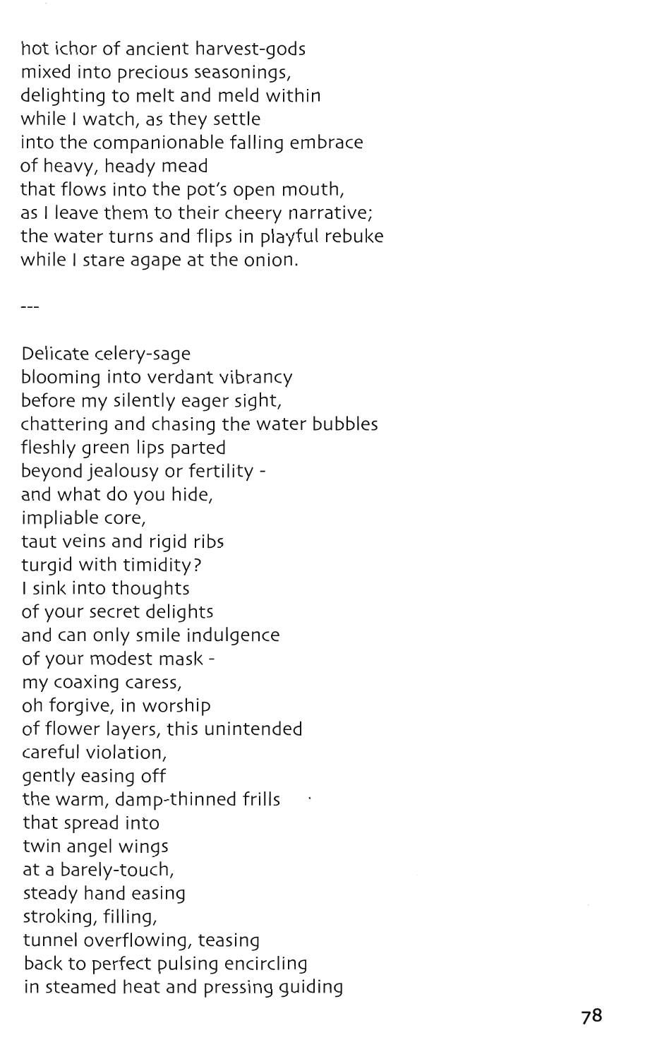hot ichor of ancient harvest-gods
mixed into precious seasonings,
delighting to melt and meld within
while I watch, as they settle
into the companionable falling embrace
of heavy, heady mead
that flows into the pot's open mouth,
as I leave them to their cheery narrative;
the water turns and flips in playful rebuke
while I stare agape at the onion.

---

Delicate celery-sage
blooming into verdant vibrancy
before my silently eager sight,
chattering and chasing the water bubbles
fleshly green lips parted
beyond jealousy or fertility -
and what do you hide,
impliable core,
taut veins and rigid ribs
turgid with timidity?
I sink into thoughts
of your secret delights
and can only smile indulgence
of your modest mask -
my coaxing caress,
oh forgive, in worship
of flower layers, this unintended
careful violation,
gently easing off
the warm, damp-thinned frills
that spread into
twin angel wings
at a barely-touch,
steady hand easing
stroking, filling,
tunnel overflowing, teasing
back to perfect pulsing encircling
in steamed heat and pressing guiding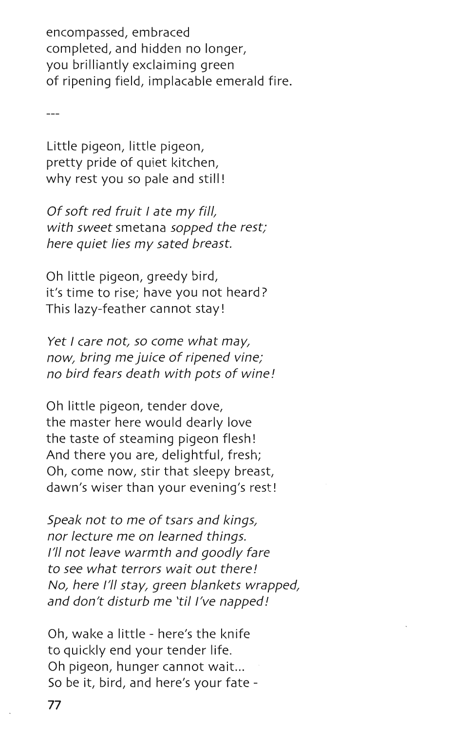encompassed, embraced
completed, and hidden no longer,
you brilliantly exclaiming green
of ripening field, implacable emerald fire.

---

Little pigeon, little pigeon,
pretty pride of quiet kitchen,
why rest you so pale and still!

*Of soft red fruit I ate my fill,*
*with sweet* smetana *sopped the rest;*
*here quiet lies my sated breast.*

Oh little pigeon, greedy bird,
it's time to rise; have you not heard?
This lazy-feather cannot stay!

*Yet I care not, so come what may,*
*now, bring me juice of ripened vine;*
*no bird fears death with pots of wine!*

Oh little pigeon, tender dove,
the master here would dearly love
the taste of steaming pigeon flesh!
And there you are, delightful, fresh;
Oh, come now, stir that sleepy breast,
dawn's wiser than your evening's rest!

*Speak not to me of tsars and kings,*
*nor lecture me on learned things.*
*I'll not leave warmth and goodly fare*
*to see what terrors wait out there!*
*No, here I'll stay, green blankets wrapped,*
*and don't disturb me 'til I've napped!*

Oh, wake a little - here's the knife
to quickly end your tender life.
Oh pigeon, hunger cannot wait...
So be it, bird, and here's your fate -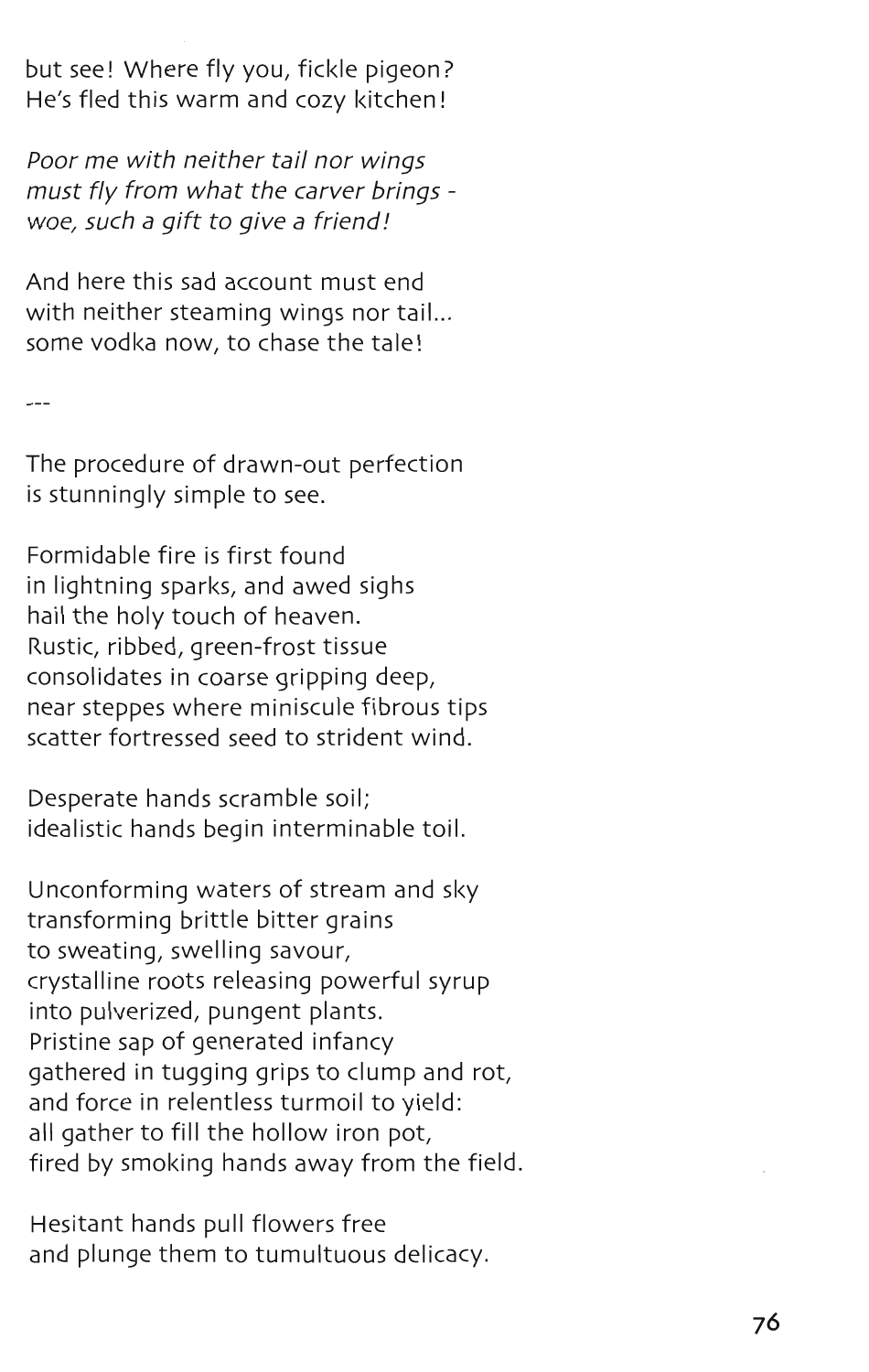but see! Where fly you, fickle pigeon?
He's fled this warm and cozy kitchen!

*Poor me with neither tail nor wings*
*must fly from what the carver brings -*
*woe, such a gift to give a friend!*

And here this sad account must end
with neither steaming wings nor tail...
some vodka now, to chase the tale!

---

The procedure of drawn-out perfection
is stunningly simple to see.

Formidable fire is first found
in lightning sparks, and awed sighs
hail the holy touch of heaven.
Rustic, ribbed, green-frost tissue
consolidates in coarse gripping deep,
near steppes where miniscule fibrous tips
scatter fortressed seed to strident wind.

Desperate hands scramble soil;
idealistic hands begin interminable toil.

Unconforming waters of stream and sky
transforming brittle bitter grains
to sweating, swelling savour,
crystalline roots releasing powerful syrup
into pulverized, pungent plants.
Pristine sap of generated infancy
gathered in tugging grips to clump and rot,
and force in relentless turmoil to yield:
all gather to fill the hollow iron pot,
fired by smoking hands away from the field.

Hesitant hands pull flowers free
and plunge them to tumultuous delicacy.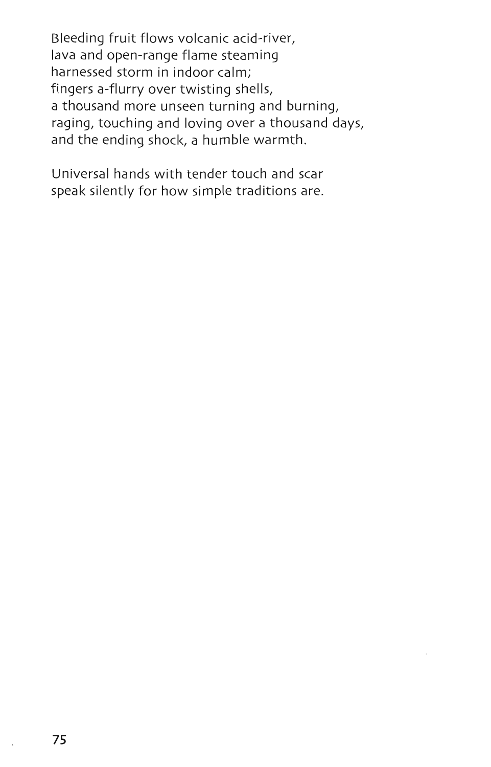Bleeding fruit flows volcanic acid-river,
lava and open-range flame steaming
harnessed storm in indoor calm;
fingers a-flurry over twisting shells,
a thousand more unseen turning and burning,
raging, touching and loving over a thousand days,
and the ending shock, a humble warmth.

Universal hands with tender touch and scar
speak silently for how simple traditions are.